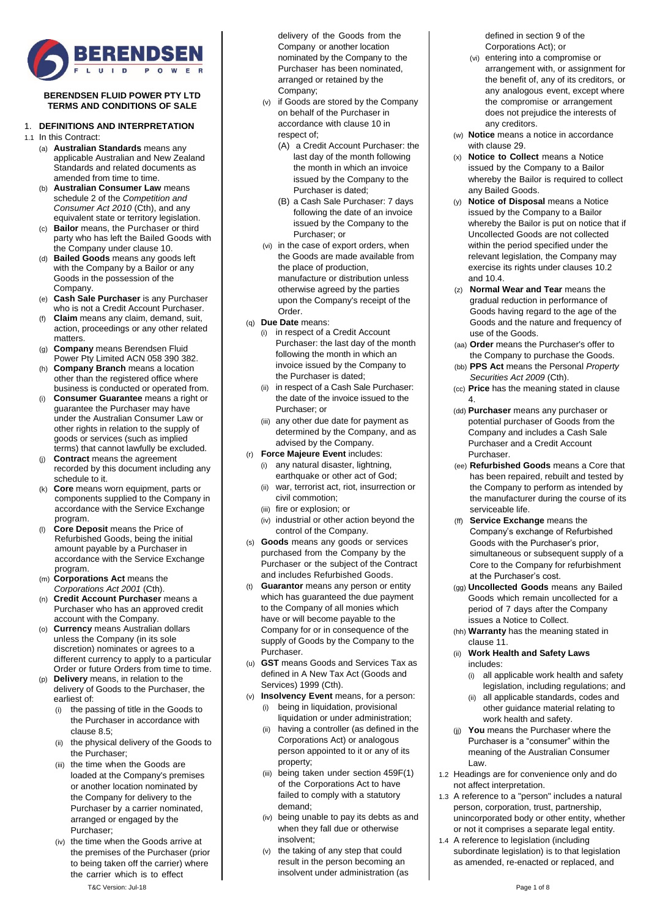**BERENDSEN FLUID POWER PTY LTD**
**TERMS AND CONDITIONS OF SALE**

## 1. DEFINITIONS AND INTERPRETATION

1.1 In this Contract:

(a) **Australian Standards** means any applicable Australian and New Zealand Standards and related documents as amended from time to time.

(b) **Australian Consumer Law** means schedule 2 of the *Competition and Consumer Act 2010* (Cth), and any equivalent state or territory legislation.

(c) **Bailor** means, the Purchaser or third party who has left the Bailed Goods with the Company under clause 10.

(d) **Bailed Goods** means any goods left with the Company by a Bailor or any Goods in the possession of the Company.

(e) **Cash Sale Purchaser** is any Purchaser who is not a Credit Account Purchaser.

(f) **Claim** means any claim, demand, suit, action, proceedings or any other related matters.

(g) **Company** means Berendsen Fluid Power Pty Limited ACN 058 390 382.

(h) **Company Branch** means a location other than the registered office where business is conducted or operated from.

(i) **Consumer Guarantee** means a right or guarantee the Purchaser may have under the Australian Consumer Law or other rights in relation to the supply of goods or services (such as implied terms) that cannot lawfully be excluded.

(j) **Contract** means the agreement recorded by this document including any schedule to it.

(k) **Core** means worn equipment, parts or components supplied to the Company in accordance with the Service Exchange program.

(l) **Core Deposit** means the Price of Refurbished Goods, being the initial amount payable by a Purchaser in accordance with the Service Exchange program.

(m) **Corporations Act** means the *Corporations Act 2001* (Cth).

(n) **Credit Account Purchaser** means a Purchaser who has an approved credit account with the Company.

(o) **Currency** means Australian dollars unless the Company (in its sole discretion) nominates or agrees to a different currency to apply to a particular Order or future Orders from time to time.

(p) **Delivery** means, in relation to the delivery of Goods to the Purchaser, the earliest of:

(i) the passing of title in the Goods to the Purchaser in accordance with clause 8.5;

(ii) the physical delivery of the Goods to the Purchaser;

(iii) the time when the Goods are loaded at the Company's premises or another location nominated by the Company for delivery to the Purchaser by a carrier nominated, arranged or engaged by the Purchaser;

(iv) the time when the Goods arrive at the premises of the Purchaser (prior to being taken off the carrier) where the carrier which is to effect delivery of the Goods from the Company or another location nominated by the Company to the Purchaser has been nominated, arranged or retained by the Company;

(v) if Goods are stored by the Company on behalf of the Purchaser in accordance with clause 10 in respect of;

(A) a Credit Account Purchaser: the last day of the month following the month in which an invoice issued by the Company to the Purchaser is dated;

(B) a Cash Sale Purchaser: 7 days following the date of an invoice issued by the Company to the Purchaser; or

(vi) in the case of export orders, when the Goods are made available from the place of production, manufacture or distribution unless otherwise agreed by the parties upon the Company's receipt of the Order.

(q) **Due Date** means:

(i) in respect of a Credit Account Purchaser: the last day of the month following the month in which an invoice issued by the Company to the Purchaser is dated;

(ii) in respect of a Cash Sale Purchaser: the date of the invoice issued to the Purchaser; or

(iii) any other due date for payment as determined by the Company, and as advised by the Company.

(r) **Force Majeure Event** includes:

(i) any natural disaster, lightning, earthquake or other act of God;

(ii) war, terrorist act, riot, insurrection or civil commotion;

(iii) fire or explosion; or

(iv) industrial or other action beyond the control of the Company.

(s) **Goods** means any goods or services purchased from the Company by the Purchaser or the subject of the Contract and includes Refurbished Goods.

(t) **Guarantor** means any person or entity which has guaranteed the due payment to the Company of all monies which have or will become payable to the Company for or in consequence of the supply of Goods by the Company to the Purchaser.

(u) **GST** means Goods and Services Tax as defined in A New Tax Act (Goods and Services) 1999 (Cth).

(v) **Insolvency Event** means, for a person:

(i) being in liquidation, provisional liquidation or under administration;

(ii) having a controller (as defined in the Corporations Act) or analogous person appointed to it or any of its property;

(iii) being taken under section 459F(1) of the Corporations Act to have failed to comply with a statutory demand;

(iv) being unable to pay its debts as and when they fall due or otherwise insolvent;

(v) the taking of any step that could result in the person becoming an insolvent under administration (as defined in section 9 of the Corporations Act); or

(vi) entering into a compromise or arrangement with, or assignment for the benefit of, any of its creditors, or any analogous event, except where the compromise or arrangement does not prejudice the interests of any creditors.

(w) **Notice** means a notice in accordance with clause 29.

(x) **Notice to Collect** means a Notice issued by the Company to a Bailor whereby the Bailor is required to collect any Bailed Goods.

(y) **Notice of Disposal** means a Notice issued by the Company to a Bailor whereby the Bailor is put on notice that if Uncollected Goods are not collected within the period specified under the relevant legislation, the Company may exercise its rights under clauses 10.2 and 10.4.

(z) **Normal Wear and Tear** means the gradual reduction in performance of Goods having regard to the age of the Goods and the nature and frequency of use of the Goods.

(aa) **Order** means the Purchaser's offer to the Company to purchase the Goods.

(bb) **PPS Act** means the Personal *Property Securities Act 2009* (Cth).

(cc) **Price** has the meaning stated in clause 4.

(dd) **Purchaser** means any purchaser or potential purchaser of Goods from the Company and includes a Cash Sale Purchaser and a Credit Account Purchaser.

(ee) **Refurbished Goods** means a Core that has been repaired, rebuilt and tested by the Company to perform as intended by the manufacturer during the course of its serviceable life.

(ff) **Service Exchange** means the Company's exchange of Refurbished Goods with the Purchaser's prior, simultaneous or subsequent supply of a Core to the Company for refurbishment at the Purchaser's cost.

(gg) **Uncollected Goods** means any Bailed Goods which remain uncollected for a period of 7 days after the Company issues a Notice to Collect.

(hh) **Warranty** has the meaning stated in clause 11.

(ii) **Work Health and Safety Laws** includes:

(i) all applicable work health and safety legislation, including regulations; and

(ii) all applicable standards, codes and other guidance material relating to work health and safety.

(jj) **You** means the Purchaser where the Purchaser is a "consumer" within the meaning of the Australian Consumer Law.

1.2 Headings are for convenience only and do not affect interpretation.

1.3 A reference to a "person" includes a natural person, corporation, trust, partnership, unincorporated body or other entity, whether or not it comprises a separate legal entity.

1.4 A reference to legislation (including subordinate legislation) is to that legislation as amended, re-enacted or replaced, and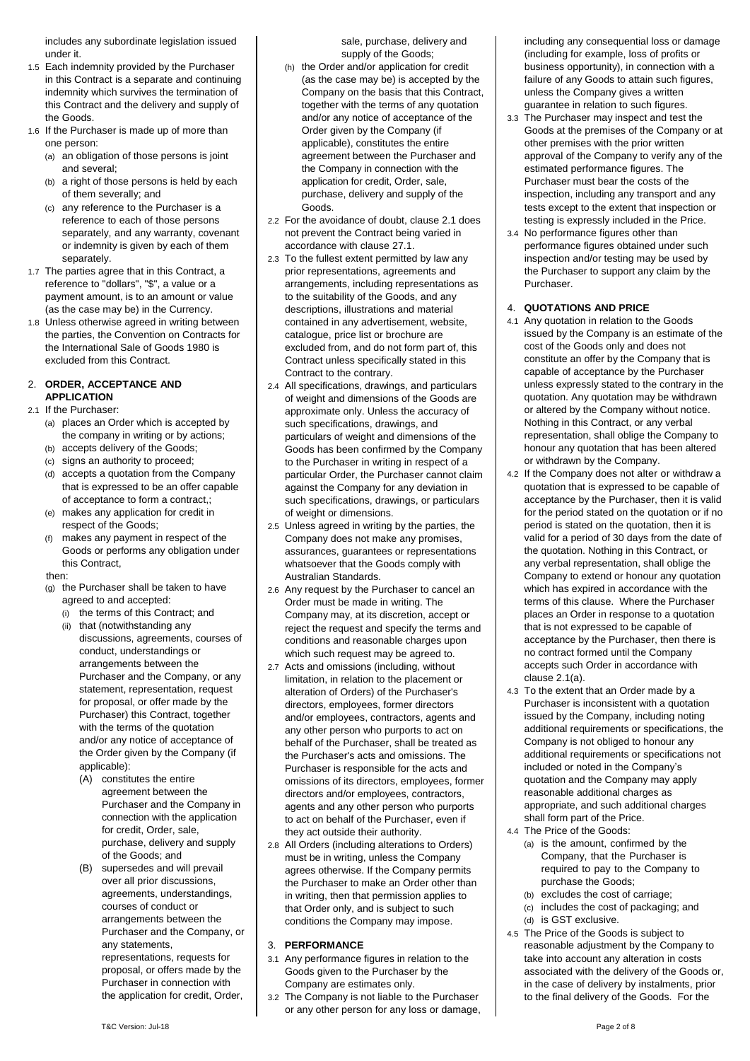includes any subordinate legislation issued under it.

1.5 Each indemnity provided by the Purchaser in this Contract is a separate and continuing indemnity which survives the termination of this Contract and the delivery and supply of the Goods.

1.6 If the Purchaser is made up of more than one person:

(a) an obligation of those persons is joint and several;

(b) a right of those persons is held by each of them severally; and

(c) any reference to the Purchaser is a reference to each of those persons separately, and any warranty, covenant or indemnity is given by each of them separately.

1.7 The parties agree that in this Contract, a reference to "dollars", "$", a value or a payment amount, is to an amount or value (as the case may be) in the Currency.

1.8 Unless otherwise agreed in writing between the parties, the Convention on Contracts for the International Sale of Goods 1980 is excluded from this Contract.

## 2. ORDER, ACCEPTANCE AND APPLICATION

2.1 If the Purchaser:

(a) places an Order which is accepted by the company in writing or by actions;

(b) accepts delivery of the Goods;

(c) signs an authority to proceed;

(d) accepts a quotation from the Company that is expressed to be an offer capable of acceptance to form a contract,;

(e) makes any application for credit in respect of the Goods;

(f) makes any payment in respect of the Goods or performs any obligation under this Contract,

then:

(g) the Purchaser shall be taken to have agreed to and accepted:

(i) the terms of this Contract; and

(ii) that (notwithstanding any discussions, agreements, courses of conduct, understandings or arrangements between the Purchaser and the Company, or any statement, representation, request for proposal, or offer made by the Purchaser) this Contract, together with the terms of the quotation and/or any notice of acceptance of the Order given by the Company (if applicable):

(A) constitutes the entire agreement between the Purchaser and the Company in connection with the application for credit, Order, sale, purchase, delivery and supply of the Goods; and

(B) supersedes and will prevail over all prior discussions, agreements, understandings, courses of conduct or arrangements between the Purchaser and the Company, or any statements, representations, requests for proposal, or offers made by the Purchaser in connection with the application for credit, Order, sale, purchase, delivery and supply of the Goods;

(h) the Order and/or application for credit (as the case may be) is accepted by the Company on the basis that this Contract, together with the terms of any quotation and/or any notice of acceptance of the Order given by the Company (if applicable), constitutes the entire agreement between the Purchaser and the Company in connection with the application for credit, Order, sale, purchase, delivery and supply of the Goods.

2.2 For the avoidance of doubt, clause 2.1 does not prevent the Contract being varied in accordance with clause 27.1.

2.3 To the fullest extent permitted by law any prior representations, agreements and arrangements, including representations as to the suitability of the Goods, and any descriptions, illustrations and material contained in any advertisement, website, catalogue, price list or brochure are excluded from, and do not form part of, this Contract unless specifically stated in this Contract to the contrary.

2.4 All specifications, drawings, and particulars of weight and dimensions of the Goods are approximate only. Unless the accuracy of such specifications, drawings, and particulars of weight and dimensions of the Goods has been confirmed by the Company to the Purchaser in writing in respect of a particular Order, the Purchaser cannot claim against the Company for any deviation in such specifications, drawings, or particulars of weight or dimensions.

2.5 Unless agreed in writing by the parties, the Company does not make any promises, assurances, guarantees or representations whatsoever that the Goods comply with Australian Standards.

2.6 Any request by the Purchaser to cancel an Order must be made in writing. The Company may, at its discretion, accept or reject the request and specify the terms and conditions and reasonable charges upon which such request may be agreed to.

2.7 Acts and omissions (including, without limitation, in relation to the placement or alteration of Orders) of the Purchaser's directors, employees, former directors and/or employees, contractors, agents and any other person who purports to act on behalf of the Purchaser, shall be treated as the Purchaser's acts and omissions. The Purchaser is responsible for the acts and omissions of its directors, employees, former directors and/or employees, contractors, agents and any other person who purports to act on behalf of the Purchaser, even if they act outside their authority.

2.8 All Orders (including alterations to Orders) must be in writing, unless the Company agrees otherwise. If the Company permits the Purchaser to make an Order other than in writing, then that permission applies to that Order only, and is subject to such conditions the Company may impose.

## 3. PERFORMANCE

3.1 Any performance figures in relation to the Goods given to the Purchaser by the Company are estimates only.

3.2 The Company is not liable to the Purchaser or any other person for any loss or damage, including any consequential loss or damage (including for example, loss of profits or business opportunity), in connection with a failure of any Goods to attain such figures, unless the Company gives a written guarantee in relation to such figures.

3.3 The Purchaser may inspect and test the Goods at the premises of the Company or at other premises with the prior written approval of the Company to verify any of the estimated performance figures. The Purchaser must bear the costs of the inspection, including any transport and any tests except to the extent that inspection or testing is expressly included in the Price.

3.4 No performance figures other than performance figures obtained under such inspection and/or testing may be used by the Purchaser to support any claim by the Purchaser.

## 4. QUOTATIONS AND PRICE

4.1 Any quotation in relation to the Goods issued by the Company is an estimate of the cost of the Goods only and does not constitute an offer by the Company that is capable of acceptance by the Purchaser unless expressly stated to the contrary in the quotation. Any quotation may be withdrawn or altered by the Company without notice. Nothing in this Contract, or any verbal representation, shall oblige the Company to honour any quotation that has been altered or withdrawn by the Company.

4.2 If the Company does not alter or withdraw a quotation that is expressed to be capable of acceptance by the Purchaser, then it is valid for the period stated on the quotation or if no period is stated on the quotation, then it is valid for a period of 30 days from the date of the quotation. Nothing in this Contract, or any verbal representation, shall oblige the Company to extend or honour any quotation which has expired in accordance with the terms of this clause. Where the Purchaser places an Order in response to a quotation that is not expressed to be capable of acceptance by the Purchaser, then there is no contract formed until the Company accepts such Order in accordance with clause 2.1(a).

4.3 To the extent that an Order made by a Purchaser is inconsistent with a quotation issued by the Company, including noting additional requirements or specifications, the Company is not obliged to honour any additional requirements or specifications not included or noted in the Company's quotation and the Company may apply reasonable additional charges as appropriate, and such additional charges shall form part of the Price.

4.4 The Price of the Goods:

(a) is the amount, confirmed by the Company, that the Purchaser is required to pay to the Company to purchase the Goods;

(b) excludes the cost of carriage;

(c) includes the cost of packaging; and

(d) is GST exclusive.

4.5 The Price of the Goods is subject to reasonable adjustment by the Company to take into account any alteration in costs associated with the delivery of the Goods or, in the case of delivery by instalments, prior to the final delivery of the Goods. For the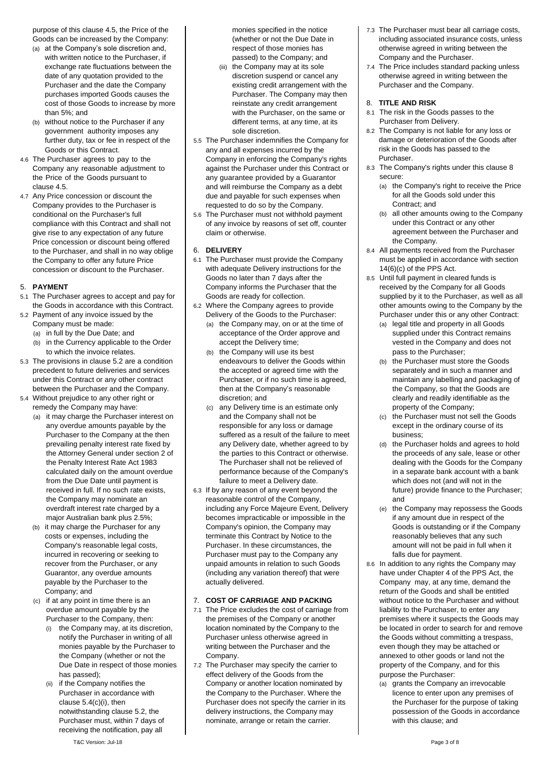purpose of this clause 4.5, the Price of the Goods can be increased by the Company:

(a) at the Company's sole discretion and, with written notice to the Purchaser, if exchange rate fluctuations between the date of any quotation provided to the Purchaser and the date the Company purchases imported Goods causes the cost of those Goods to increase by more than 5%; and

(b) without notice to the Purchaser if any government authority imposes any further duty, tax or fee in respect of the Goods or this Contract.

4.6 The Purchaser agrees to pay to the Company any reasonable adjustment to the Price of the Goods pursuant to clause 4.5.

4.7 Any Price concession or discount the Company provides to the Purchaser is conditional on the Purchaser's full compliance with this Contract and shall not give rise to any expectation of any future Price concession or discount being offered to the Purchaser, and shall in no way oblige the Company to offer any future Price concession or discount to the Purchaser.

## 5. PAYMENT

5.1 The Purchaser agrees to accept and pay for the Goods in accordance with this Contract.

5.2 Payment of any invoice issued by the Company must be made:

(a) in full by the Due Date; and

(b) in the Currency applicable to the Order to which the invoice relates.

5.3 The provisions in clause 5.2 are a condition precedent to future deliveries and services under this Contract or any other contract between the Purchaser and the Company.

5.4 Without prejudice to any other right or remedy the Company may have:

(a) it may charge the Purchaser interest on any overdue amounts payable by the Purchaser to the Company at the then prevailing penalty interest rate fixed by the Attorney General under section 2 of the Penalty Interest Rate Act 1983 calculated daily on the amount overdue from the Due Date until payment is received in full. If no such rate exists, the Company may nominate an overdraft interest rate charged by a major Australian bank plus 2.5%;

(b) it may charge the Purchaser for any costs or expenses, including the Company's reasonable legal costs, incurred in recovering or seeking to recover from the Purchaser, or any Guarantor, any overdue amounts payable by the Purchaser to the Company; and

(c) if at any point in time there is an overdue amount payable by the Purchaser to the Company, then:

(i) the Company may, at its discretion, notify the Purchaser in writing of all monies payable by the Purchaser to the Company (whether or not the Due Date in respect of those monies has passed);

(ii) if the Company notifies the Purchaser in accordance with clause 5.4(c)(i), then notwithstanding clause 5.2, the Purchaser must, within 7 days of receiving the notification, pay all monies specified in the notice (whether or not the Due Date in respect of those monies has passed) to the Company; and

(iii) the Company may at its sole discretion suspend or cancel any existing credit arrangement with the Purchaser. The Company may then reinstate any credit arrangement with the Purchaser, on the same or different terms, at any time, at its sole discretion.

5.5 The Purchaser indemnifies the Company for any and all expenses incurred by the Company in enforcing the Company's rights against the Purchaser under this Contract or any guarantee provided by a Guarantor and will reimburse the Company as a debt due and payable for such expenses when requested to do so by the Company.

5.6 The Purchaser must not withhold payment of any invoice by reasons of set off, counter claim or otherwise.

## 6. DELIVERY

6.1 The Purchaser must provide the Company with adequate Delivery instructions for the Goods no later than 7 days after the Company informs the Purchaser that the Goods are ready for collection.

6.2 Where the Company agrees to provide Delivery of the Goods to the Purchaser:

(a) the Company may, on or at the time of acceptance of the Order approve and accept the Delivery time;

(b) the Company will use its best endeavours to deliver the Goods within the accepted or agreed time with the Purchaser, or if no such time is agreed, then at the Company's reasonable discretion; and

(c) any Delivery time is an estimate only and the Company shall not be responsible for any loss or damage suffered as a result of the failure to meet any Delivery date, whether agreed to by the parties to this Contract or otherwise. The Purchaser shall not be relieved of performance because of the Company's failure to meet a Delivery date.

6.3 If by any reason of any event beyond the reasonable control of the Company, including any Force Majeure Event, Delivery becomes impracticable or impossible in the Company's opinion, the Company may terminate this Contract by Notice to the Purchaser. In these circumstances, the Purchaser must pay to the Company any unpaid amounts in relation to such Goods (including any variation thereof) that were actually delivered.

## 7. COST OF CARRIAGE AND PACKING

7.1 The Price excludes the cost of carriage from the premises of the Company or another location nominated by the Company to the Purchaser unless otherwise agreed in writing between the Purchaser and the Company.

7.2 The Purchaser may specify the carrier to effect delivery of the Goods from the Company or another location nominated by the Company to the Purchaser. Where the Purchaser does not specify the carrier in its delivery instructions, the Company may nominate, arrange or retain the carrier.

7.3 The Purchaser must bear all carriage costs, including associated insurance costs, unless otherwise agreed in writing between the Company and the Purchaser.

7.4 The Price includes standard packing unless otherwise agreed in writing between the Purchaser and the Company.

## 8. TITLE AND RISK

8.1 The risk in the Goods passes to the Purchaser from Delivery.

8.2 The Company is not liable for any loss or damage or deterioration of the Goods after risk in the Goods has passed to the Purchaser.

8.3 The Company's rights under this clause 8 secure:

(a) the Company's right to receive the Price for all the Goods sold under this Contract; and

(b) all other amounts owing to the Company under this Contract or any other agreement between the Purchaser and the Company.

8.4 All payments received from the Purchaser must be applied in accordance with section 14(6)(c) of the PPS Act.

8.5 Until full payment in cleared funds is received by the Company for all Goods supplied by it to the Purchaser, as well as all other amounts owing to the Company by the Purchaser under this or any other Contract:

(a) legal title and property in all Goods supplied under this Contract remains vested in the Company and does not pass to the Purchaser;

(b) the Purchaser must store the Goods separately and in such a manner and maintain any labelling and packaging of the Company, so that the Goods are clearly and readily identifiable as the property of the Company;

(c) the Purchaser must not sell the Goods except in the ordinary course of its business;

(d) the Purchaser holds and agrees to hold the proceeds of any sale, lease or other dealing with the Goods for the Company in a separate bank account with a bank which does not (and will not in the future) provide finance to the Purchaser; and

(e) the Company may repossess the Goods if any amount due in respect of the Goods is outstanding or if the Company reasonably believes that any such amount will not be paid in full when it falls due for payment.

8.6 In addition to any rights the Company may have under Chapter 4 of the PPS Act, the Company may, at any time, demand the return of the Goods and shall be entitled without notice to the Purchaser and without liability to the Purchaser, to enter any premises where it suspects the Goods may be located in order to search for and remove the Goods without committing a trespass, even though they may be attached or annexed to other goods or land not the property of the Company, and for this purpose the Purchaser:

(a) grants the Company an irrevocable licence to enter upon any premises of the Purchaser for the purpose of taking possession of the Goods in accordance with this clause; and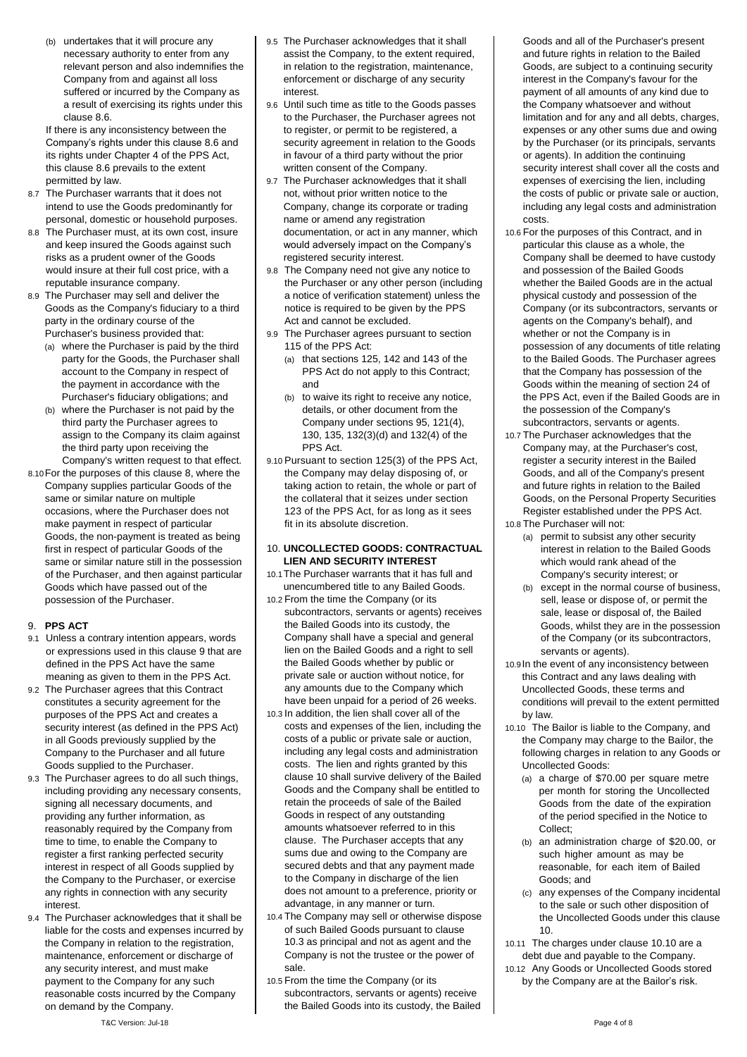(b) undertakes that it will procure any necessary authority to enter from any relevant person and also indemnifies the Company from and against all loss suffered or incurred by the Company as a result of exercising its rights under this clause 8.6.

If there is any inconsistency between the Company's rights under this clause 8.6 and its rights under Chapter 4 of the PPS Act, this clause 8.6 prevails to the extent permitted by law.

8.7 The Purchaser warrants that it does not intend to use the Goods predominantly for personal, domestic or household purposes.

8.8 The Purchaser must, at its own cost, insure and keep insured the Goods against such risks as a prudent owner of the Goods would insure at their full cost price, with a reputable insurance company.

8.9 The Purchaser may sell and deliver the Goods as the Company's fiduciary to a third party in the ordinary course of the Purchaser's business provided that:

(a) where the Purchaser is paid by the third party for the Goods, the Purchaser shall account to the Company in respect of the payment in accordance with the Purchaser's fiduciary obligations; and

(b) where the Purchaser is not paid by the third party the Purchaser agrees to assign to the Company its claim against the third party upon receiving the Company's written request to that effect.

8.10 For the purposes of this clause 8, where the Company supplies particular Goods of the same or similar nature on multiple occasions, where the Purchaser does not make payment in respect of particular Goods, the non-payment is treated as being first in respect of particular Goods of the same or similar nature still in the possession of the Purchaser, and then against particular Goods which have passed out of the possession of the Purchaser.

## 9. PPS ACT

9.1 Unless a contrary intention appears, words or expressions used in this clause 9 that are defined in the PPS Act have the same meaning as given to them in the PPS Act.

9.2 The Purchaser agrees that this Contract constitutes a security agreement for the purposes of the PPS Act and creates a security interest (as defined in the PPS Act) in all Goods previously supplied by the Company to the Purchaser and all future Goods supplied to the Purchaser.

9.3 The Purchaser agrees to do all such things, including providing any necessary consents, signing all necessary documents, and providing any further information, as reasonably required by the Company from time to time, to enable the Company to register a first ranking perfected security interest in respect of all Goods supplied by the Company to the Purchaser, or exercise any rights in connection with any security interest.

9.4 The Purchaser acknowledges that it shall be liable for the costs and expenses incurred by the Company in relation to the registration, maintenance, enforcement or discharge of any security interest, and must make payment to the Company for any such reasonable costs incurred by the Company on demand by the Company.

9.5 The Purchaser acknowledges that it shall assist the Company, to the extent required, in relation to the registration, maintenance, enforcement or discharge of any security interest.

9.6 Until such time as title to the Goods passes to the Purchaser, the Purchaser agrees not to register, or permit to be registered, a security agreement in relation to the Goods in favour of a third party without the prior written consent of the Company.

9.7 The Purchaser acknowledges that it shall not, without prior written notice to the Company, change its corporate or trading name or amend any registration documentation, or act in any manner, which would adversely impact on the Company's registered security interest.

9.8 The Company need not give any notice to the Purchaser or any other person (including a notice of verification statement) unless the notice is required to be given by the PPS Act and cannot be excluded.

9.9 The Purchaser agrees pursuant to section 115 of the PPS Act:

(a) that sections 125, 142 and 143 of the PPS Act do not apply to this Contract; and

(b) to waive its right to receive any notice, details, or other document from the Company under sections 95, 121(4), 130, 135, 132(3)(d) and 132(4) of the PPS Act.

9.10 Pursuant to section 125(3) of the PPS Act, the Company may delay disposing of, or taking action to retain, the whole or part of the collateral that it seizes under section 123 of the PPS Act, for as long as it sees fit in its absolute discretion.

## 10. UNCOLLECTED GOODS: CONTRACTUAL LIEN AND SECURITY INTEREST

10.1 The Purchaser warrants that it has full and unencumbered title to any Bailed Goods.

10.2 From the time the Company (or its subcontractors, servants or agents) receives the Bailed Goods into its custody, the Company shall have a special and general lien on the Bailed Goods and a right to sell the Bailed Goods whether by public or private sale or auction without notice, for any amounts due to the Company which have been unpaid for a period of 26 weeks.

10.3 In addition, the lien shall cover all of the costs and expenses of the lien, including the costs of a public or private sale or auction, including any legal costs and administration costs. The lien and rights granted by this clause 10 shall survive delivery of the Bailed Goods and the Company shall be entitled to retain the proceeds of sale of the Bailed Goods in respect of any outstanding amounts whatsoever referred to in this clause. The Purchaser accepts that any sums due and owing to the Company are secured debts and that any payment made to the Company in discharge of the lien does not amount to a preference, priority or advantage, in any manner or turn.

10.4 The Company may sell or otherwise dispose of such Bailed Goods pursuant to clause 10.3 as principal and not as agent and the Company is not the trustee or the power of sale.

10.5 From the time the Company (or its subcontractors, servants or agents) receive the Bailed Goods into its custody, the Bailed Goods and all of the Purchaser's present and future rights in relation to the Bailed Goods, are subject to a continuing security interest in the Company's favour for the payment of all amounts of any kind due to the Company whatsoever and without limitation and for any and all debts, charges, expenses or any other sums due and owing by the Purchaser (or its principals, servants or agents). In addition the continuing security interest shall cover all the costs and expenses of exercising the lien, including the costs of public or private sale or auction, including any legal costs and administration costs.

10.6 For the purposes of this Contract, and in particular this clause as a whole, the Company shall be deemed to have custody and possession of the Bailed Goods whether the Bailed Goods are in the actual physical custody and possession of the Company (or its subcontractors, servants or agents on the Company's behalf), and whether or not the Company is in possession of any documents of title relating to the Bailed Goods. The Purchaser agrees that the Company has possession of the Goods within the meaning of section 24 of the PPS Act, even if the Bailed Goods are in the possession of the Company's subcontractors, servants or agents.

10.7 The Purchaser acknowledges that the Company may, at the Purchaser's cost, register a security interest in the Bailed Goods, and all of the Company's present and future rights in relation to the Bailed Goods, on the Personal Property Securities Register established under the PPS Act.

10.8 The Purchaser will not:

(a) permit to subsist any other security interest in relation to the Bailed Goods which would rank ahead of the Company's security interest; or

(b) except in the normal course of business, sell, lease or dispose of, or permit the sale, lease or disposal of, the Bailed Goods, whilst they are in the possession of the Company (or its subcontractors, servants or agents).

10.9 In the event of any inconsistency between this Contract and any laws dealing with Uncollected Goods, these terms and conditions will prevail to the extent permitted by law.

10.10 The Bailor is liable to the Company, and the Company may charge to the Bailor, the following charges in relation to any Goods or Uncollected Goods:

(a) a charge of $70.00 per square metre per month for storing the Uncollected Goods from the date of the expiration of the period specified in the Notice to Collect;

(b) an administration charge of $20.00, or such higher amount as may be reasonable, for each item of Bailed Goods; and

(c) any expenses of the Company incidental to the sale or such other disposition of the Uncollected Goods under this clause 10.

10.11 The charges under clause 10.10 are a debt due and payable to the Company.

10.12 Any Goods or Uncollected Goods stored by the Company are at the Bailor's risk.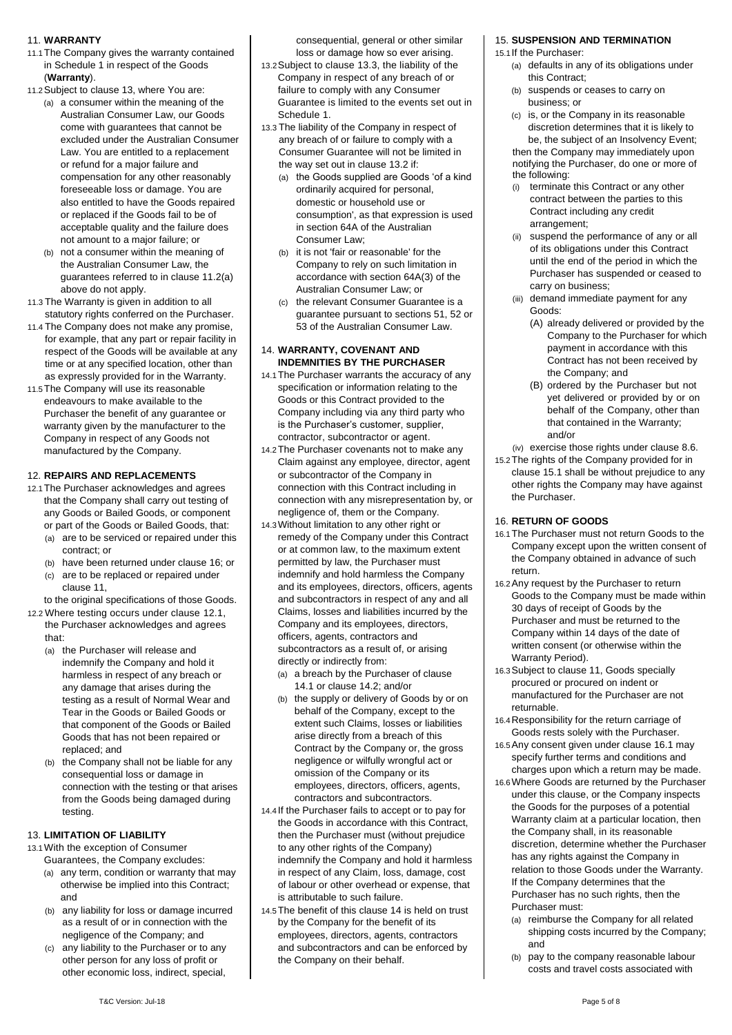## 11. WARRANTY

11.1 The Company gives the warranty contained in Schedule 1 in respect of the Goods (**Warranty**).

11.2 Subject to clause 13, where You are:

(a) a consumer within the meaning of the Australian Consumer Law, our Goods come with guarantees that cannot be excluded under the Australian Consumer Law. You are entitled to a replacement or refund for a major failure and compensation for any other reasonably foreseeable loss or damage. You are also entitled to have the Goods repaired or replaced if the Goods fail to be of acceptable quality and the failure does not amount to a major failure; or

(b) not a consumer within the meaning of the Australian Consumer Law, the guarantees referred to in clause 11.2(a) above do not apply.

11.3 The Warranty is given in addition to all statutory rights conferred on the Purchaser.

11.4 The Company does not make any promise, for example, that any part or repair facility in respect of the Goods will be available at any time or at any specified location, other than as expressly provided for in the Warranty.

11.5 The Company will use its reasonable endeavours to make available to the Purchaser the benefit of any guarantee or warranty given by the manufacturer to the Company in respect of any Goods not manufactured by the Company.

## 12. REPAIRS AND REPLACEMENTS

12.1 The Purchaser acknowledges and agrees that the Company shall carry out testing of any Goods or Bailed Goods, or component or part of the Goods or Bailed Goods, that:

(a) are to be serviced or repaired under this contract; or

(b) have been returned under clause 16; or

(c) are to be replaced or repaired under clause 11,

to the original specifications of those Goods.

12.2 Where testing occurs under clause 12.1, the Purchaser acknowledges and agrees that:

(a) the Purchaser will release and indemnify the Company and hold it harmless in respect of any breach or any damage that arises during the testing as a result of Normal Wear and Tear in the Goods or Bailed Goods or that component of the Goods or Bailed Goods that has not been repaired or replaced; and

(b) the Company shall not be liable for any consequential loss or damage in connection with the testing or that arises from the Goods being damaged during testing.

## 13. LIMITATION OF LIABILITY

13.1 With the exception of Consumer Guarantees, the Company excludes:

(a) any term, condition or warranty that may otherwise be implied into this Contract; and

(b) any liability for loss or damage incurred as a result of or in connection with the negligence of the Company; and

(c) any liability to the Purchaser or to any other person for any loss of profit or other economic loss, indirect, special, consequential, general or other similar loss or damage how so ever arising.

13.2 Subject to clause 13.3, the liability of the Company in respect of any breach of or failure to comply with any Consumer Guarantee is limited to the events set out in Schedule 1.

13.3 The liability of the Company in respect of any breach of or failure to comply with a Consumer Guarantee will not be limited in the way set out in clause 13.2 if:

(a) the Goods supplied are Goods 'of a kind ordinarily acquired for personal, domestic or household use or consumption', as that expression is used in section 64A of the Australian Consumer Law;

(b) it is not 'fair or reasonable' for the Company to rely on such limitation in accordance with section 64A(3) of the Australian Consumer Law; or

(c) the relevant Consumer Guarantee is a guarantee pursuant to sections 51, 52 or 53 of the Australian Consumer Law.

## 14. WARRANTY, COVENANT AND INDEMNITIES BY THE PURCHASER

14.1 The Purchaser warrants the accuracy of any specification or information relating to the Goods or this Contract provided to the Company including via any third party who is the Purchaser's customer, supplier, contractor, subcontractor or agent.

14.2 The Purchaser covenants not to make any Claim against any employee, director, agent or subcontractor of the Company in connection with this Contract including in connection with any misrepresentation by, or negligence of, them or the Company.

14.3 Without limitation to any other right or remedy of the Company under this Contract or at common law, to the maximum extent permitted by law, the Purchaser must indemnify and hold harmless the Company and its employees, directors, officers, agents and subcontractors in respect of any and all Claims, losses and liabilities incurred by the Company and its employees, directors, officers, agents, contractors and subcontractors as a result of, or arising directly or indirectly from:

(a) a breach by the Purchaser of clause 14.1 or clause 14.2; and/or

(b) the supply or delivery of Goods by or on behalf of the Company, except to the extent such Claims, losses or liabilities arise directly from a breach of this Contract by the Company or, the gross negligence or wilfully wrongful act or omission of the Company or its employees, directors, officers, agents, contractors and subcontractors.

14.4 If the Purchaser fails to accept or to pay for the Goods in accordance with this Contract, then the Purchaser must (without prejudice to any other rights of the Company) indemnify the Company and hold it harmless in respect of any Claim, loss, damage, cost of labour or other overhead or expense, that is attributable to such failure.

14.5 The benefit of this clause 14 is held on trust by the Company for the benefit of its employees, directors, agents, contractors and subcontractors and can be enforced by the Company on their behalf.

## 15. SUSPENSION AND TERMINATION

15.1 If the Purchaser:

(a) defaults in any of its obligations under this Contract;

(b) suspends or ceases to carry on business; or

(c) is, or the Company in its reasonable discretion determines that it is likely to be, the subject of an Insolvency Event;

then the Company may immediately upon notifying the Purchaser, do one or more of the following:

(i) terminate this Contract or any other contract between the parties to this Contract including any credit arrangement;

(ii) suspend the performance of any or all of its obligations under this Contract until the end of the period in which the Purchaser has suspended or ceased to carry on business;

(iii) demand immediate payment for any Goods:

(A) already delivered or provided by the Company to the Purchaser for which payment in accordance with this Contract has not been received by the Company; and

(B) ordered by the Purchaser but not yet delivered or provided by or on behalf of the Company, other than that contained in the Warranty; and/or

(iv) exercise those rights under clause 8.6.

15.2 The rights of the Company provided for in clause 15.1 shall be without prejudice to any other rights the Company may have against the Purchaser.

## 16. RETURN OF GOODS

16.1 The Purchaser must not return Goods to the Company except upon the written consent of the Company obtained in advance of such return.

16.2 Any request by the Purchaser to return Goods to the Company must be made within 30 days of receipt of Goods by the Purchaser and must be returned to the Company within 14 days of the date of written consent (or otherwise within the Warranty Period).

16.3 Subject to clause 11, Goods specially procured or procured on indent or manufactured for the Purchaser are not returnable.

16.4 Responsibility for the return carriage of Goods rests solely with the Purchaser.

16.5 Any consent given under clause 16.1 may specify further terms and conditions and charges upon which a return may be made.

16.6 Where Goods are returned by the Purchaser under this clause, or the Company inspects the Goods for the purposes of a potential Warranty claim at a particular location, then the Company shall, in its reasonable discretion, determine whether the Purchaser has any rights against the Company in relation to those Goods under the Warranty. If the Company determines that the Purchaser has no such rights, then the Purchaser must:

(a) reimburse the Company for all related shipping costs incurred by the Company; and

(b) pay to the company reasonable labour costs and travel costs associated with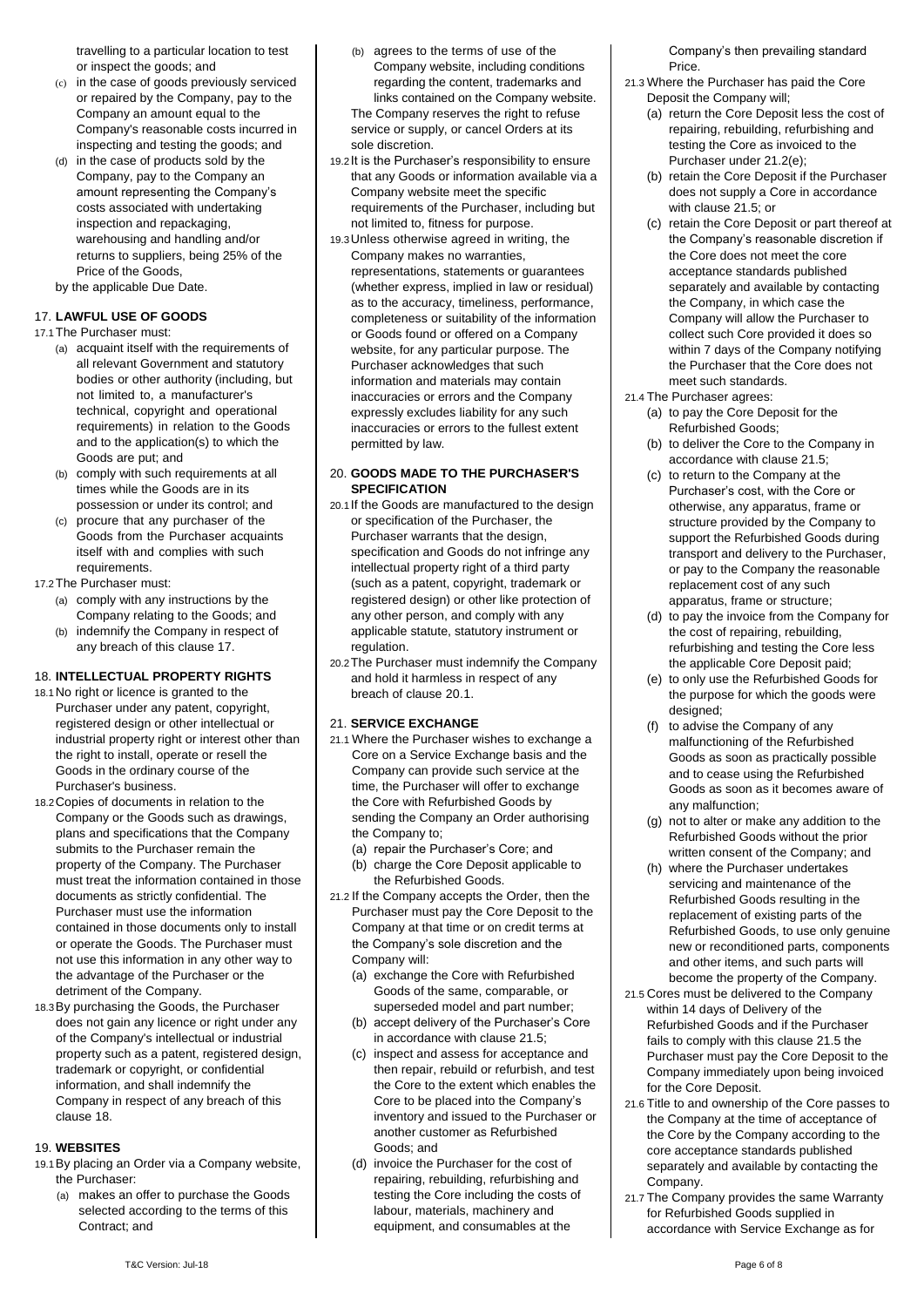travelling to a particular location to test or inspect the goods; and

(c) in the case of goods previously serviced or repaired by the Company, pay to the Company an amount equal to the Company's reasonable costs incurred in inspecting and testing the goods; and

(d) in the case of products sold by the Company, pay to the Company an amount representing the Company's costs associated with undertaking inspection and repackaging, warehousing and handling and/or returns to suppliers, being 25% of the Price of the Goods,

by the applicable Due Date.

## 17. LAWFUL USE OF GOODS

17.1 The Purchaser must:

(a) acquaint itself with the requirements of all relevant Government and statutory bodies or other authority (including, but not limited to, a manufacturer's technical, copyright and operational requirements) in relation to the Goods and to the application(s) to which the Goods are put; and

(b) comply with such requirements at all times while the Goods are in its possession or under its control; and

(c) procure that any purchaser of the Goods from the Purchaser acquaints itself with and complies with such requirements.

17.2 The Purchaser must:

(a) comply with any instructions by the Company relating to the Goods; and

(b) indemnify the Company in respect of any breach of this clause 17.

## 18. INTELLECTUAL PROPERTY RIGHTS

18.1 No right or licence is granted to the Purchaser under any patent, copyright, registered design or other intellectual or industrial property right or interest other than the right to install, operate or resell the Goods in the ordinary course of the Purchaser's business.

18.2 Copies of documents in relation to the Company or the Goods such as drawings, plans and specifications that the Company submits to the Purchaser remain the property of the Company. The Purchaser must treat the information contained in those documents as strictly confidential. The Purchaser must use the information contained in those documents only to install or operate the Goods. The Purchaser must not use this information in any other way to the advantage of the Purchaser or the detriment of the Company.

18.3 By purchasing the Goods, the Purchaser does not gain any licence or right under any of the Company's intellectual or industrial property such as a patent, registered design, trademark or copyright, or confidential information, and shall indemnify the Company in respect of any breach of this clause 18.

## 19. WEBSITES

19.1 By placing an Order via a Company website, the Purchaser:

(a) makes an offer to purchase the Goods selected according to the terms of this Contract; and

(b) agrees to the terms of use of the Company website, including conditions regarding the content, trademarks and links contained on the Company website.

The Company reserves the right to refuse service or supply, or cancel Orders at its sole discretion.

19.2 It is the Purchaser's responsibility to ensure that any Goods or information available via a Company website meet the specific requirements of the Purchaser, including but not limited to, fitness for purpose.

19.3 Unless otherwise agreed in writing, the Company makes no warranties, representations, statements or guarantees (whether express, implied in law or residual) as to the accuracy, timeliness, performance, completeness or suitability of the information or Goods found or offered on a Company website, for any particular purpose. The Purchaser acknowledges that such information and materials may contain inaccuracies or errors and the Company expressly excludes liability for any such inaccuracies or errors to the fullest extent permitted by law.

## 20. GOODS MADE TO THE PURCHASER'S SPECIFICATION

20.1 If the Goods are manufactured to the design or specification of the Purchaser, the Purchaser warrants that the design, specification and Goods do not infringe any intellectual property right of a third party (such as a patent, copyright, trademark or registered design) or other like protection of any other person, and comply with any applicable statute, statutory instrument or regulation.

20.2 The Purchaser must indemnify the Company and hold it harmless in respect of any breach of clause 20.1.

## 21. SERVICE EXCHANGE

21.1 Where the Purchaser wishes to exchange a Core on a Service Exchange basis and the Company can provide such service at the time, the Purchaser will offer to exchange the Core with Refurbished Goods by sending the Company an Order authorising the Company to;

(a) repair the Purchaser's Core; and

(b) charge the Core Deposit applicable to the Refurbished Goods.

21.2 If the Company accepts the Order, then the Purchaser must pay the Core Deposit to the Company at that time or on credit terms at the Company's sole discretion and the Company will:

(a) exchange the Core with Refurbished Goods of the same, comparable, or superseded model and part number;

(b) accept delivery of the Purchaser's Core in accordance with clause 21.5;

(c) inspect and assess for acceptance and then repair, rebuild or refurbish, and test the Core to the extent which enables the Core to be placed into the Company's inventory and issued to the Purchaser or another customer as Refurbished Goods; and

(d) invoice the Purchaser for the cost of repairing, rebuilding, refurbishing and testing the Core including the costs of labour, materials, machinery and equipment, and consumables at the Company's then prevailing standard Price.

21.3 Where the Purchaser has paid the Core Deposit the Company will;

(a) return the Core Deposit less the cost of repairing, rebuilding, refurbishing and testing the Core as invoiced to the Purchaser under 21.2(e);

(b) retain the Core Deposit if the Purchaser does not supply a Core in accordance with clause 21.5; or

(c) retain the Core Deposit or part thereof at the Company's reasonable discretion if the Core does not meet the core acceptance standards published separately and available by contacting the Company, in which case the Company will allow the Purchaser to collect such Core provided it does so within 7 days of the Company notifying the Purchaser that the Core does not meet such standards.

21.4 The Purchaser agrees:

(a) to pay the Core Deposit for the Refurbished Goods;

(b) to deliver the Core to the Company in accordance with clause 21.5;

(c) to return to the Company at the Purchaser's cost, with the Core or otherwise, any apparatus, frame or structure provided by the Company to support the Refurbished Goods during transport and delivery to the Purchaser, or pay to the Company the reasonable replacement cost of any such apparatus, frame or structure;

(d) to pay the invoice from the Company for the cost of repairing, rebuilding, refurbishing and testing the Core less the applicable Core Deposit paid;

(e) to only use the Refurbished Goods for the purpose for which the goods were designed;

(f) to advise the Company of any malfunctioning of the Refurbished Goods as soon as practically possible and to cease using the Refurbished Goods as soon as it becomes aware of any malfunction;

(g) not to alter or make any addition to the Refurbished Goods without the prior written consent of the Company; and

(h) where the Purchaser undertakes servicing and maintenance of the Refurbished Goods resulting in the replacement of existing parts of the Refurbished Goods, to use only genuine new or reconditioned parts, components and other items, and such parts will become the property of the Company.

21.5 Cores must be delivered to the Company within 14 days of Delivery of the Refurbished Goods and if the Purchaser fails to comply with this clause 21.5 the Purchaser must pay the Core Deposit to the Company immediately upon being invoiced for the Core Deposit.

21.6 Title to and ownership of the Core passes to the Company at the time of acceptance of the Core by the Company according to the core acceptance standards published separately and available by contacting the Company.

21.7 The Company provides the same Warranty for Refurbished Goods supplied in accordance with Service Exchange as for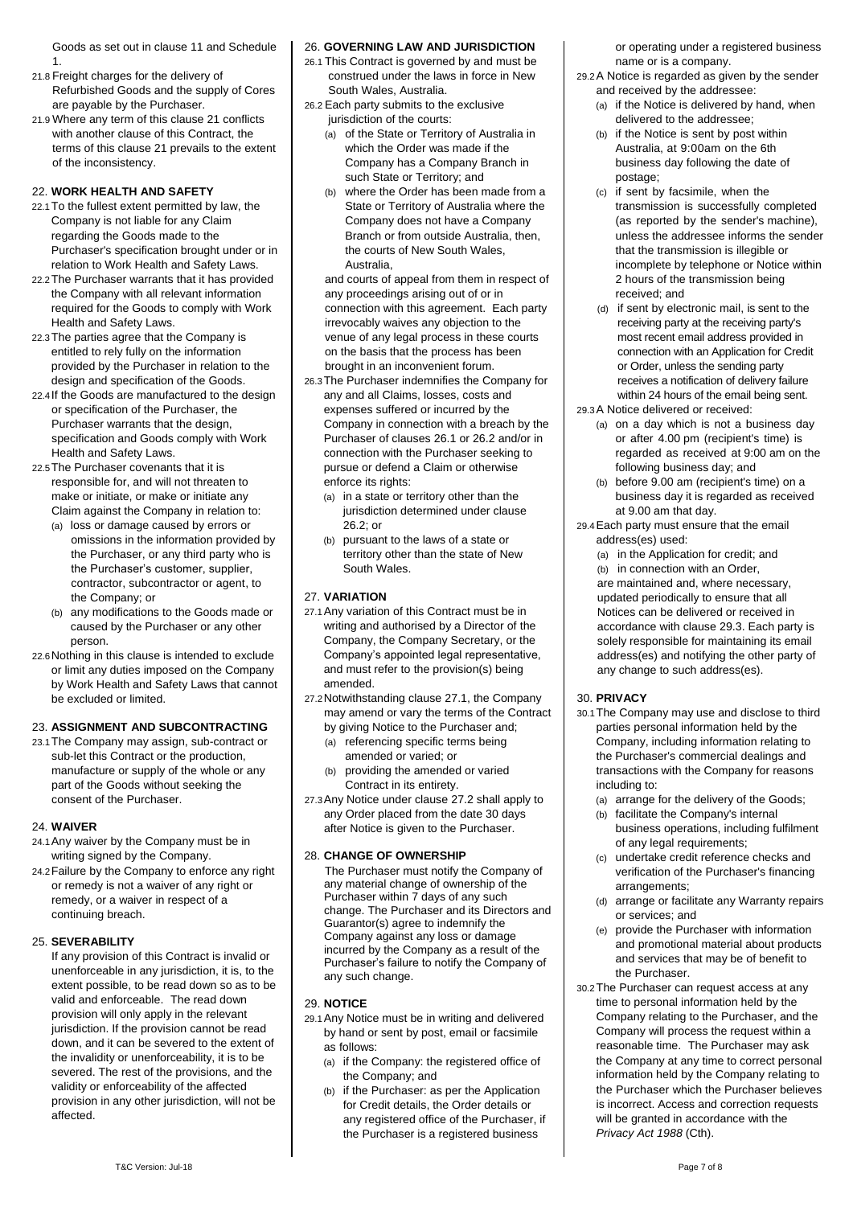Goods as set out in clause 11 and Schedule 1.

21.8 Freight charges for the delivery of Refurbished Goods and the supply of Cores are payable by the Purchaser.

21.9 Where any term of this clause 21 conflicts with another clause of this Contract, the terms of this clause 21 prevails to the extent of the inconsistency.

## 22. WORK HEALTH AND SAFETY

22.1 To the fullest extent permitted by law, the Company is not liable for any Claim regarding the Goods made to the Purchaser's specification brought under or in relation to Work Health and Safety Laws.

22.2 The Purchaser warrants that it has provided the Company with all relevant information required for the Goods to comply with Work Health and Safety Laws.

22.3 The parties agree that the Company is entitled to rely fully on the information provided by the Purchaser in relation to the design and specification of the Goods.

22.4 If the Goods are manufactured to the design or specification of the Purchaser, the Purchaser warrants that the design, specification and Goods comply with Work Health and Safety Laws.

22.5 The Purchaser covenants that it is responsible for, and will not threaten to make or initiate, or make or initiate any Claim against the Company in relation to:

(a) loss or damage caused by errors or omissions in the information provided by the Purchaser, or any third party who is the Purchaser's customer, supplier, contractor, subcontractor or agent, to the Company; or

(b) any modifications to the Goods made or caused by the Purchaser or any other person.

22.6 Nothing in this clause is intended to exclude or limit any duties imposed on the Company by Work Health and Safety Laws that cannot be excluded or limited.

## 23. ASSIGNMENT AND SUBCONTRACTING

23.1 The Company may assign, sub-contract or sub-let this Contract or the production, manufacture or supply of the whole or any part of the Goods without seeking the consent of the Purchaser.

## 24. WAIVER

24.1 Any waiver by the Company must be in writing signed by the Company.

24.2 Failure by the Company to enforce any right or remedy is not a waiver of any right or remedy, or a waiver in respect of a continuing breach.

## 25. SEVERABILITY

If any provision of this Contract is invalid or unenforceable in any jurisdiction, it is, to the extent possible, to be read down so as to be valid and enforceable. The read down provision will only apply in the relevant jurisdiction. If the provision cannot be read down, and it can be severed to the extent of the invalidity or unenforceability, it is to be severed. The rest of the provisions, and the validity or enforceability of the affected provision in any other jurisdiction, will not be affected.

## 26. GOVERNING LAW AND JURISDICTION

26.1 This Contract is governed by and must be construed under the laws in force in New South Wales, Australia.

26.2 Each party submits to the exclusive jurisdiction of the courts:

(a) of the State or Territory of Australia in which the Order was made if the Company has a Company Branch in such State or Territory; and

(b) where the Order has been made from a State or Territory of Australia where the Company does not have a Company Branch or from outside Australia, then, the courts of New South Wales, Australia,

and courts of appeal from them in respect of any proceedings arising out of or in connection with this agreement. Each party irrevocably waives any objection to the venue of any legal process in these courts on the basis that the process has been brought in an inconvenient forum.

26.3 The Purchaser indemnifies the Company for any and all Claims, losses, costs and expenses suffered or incurred by the Company in connection with a breach by the Purchaser of clauses 26.1 or 26.2 and/or in connection with the Purchaser seeking to pursue or defend a Claim or otherwise enforce its rights:

(a) in a state or territory other than the jurisdiction determined under clause 26.2; or

(b) pursuant to the laws of a state or territory other than the state of New South Wales.

## 27. VARIATION

27.1 Any variation of this Contract must be in writing and authorised by a Director of the Company, the Company Secretary, or the Company's appointed legal representative, and must refer to the provision(s) being amended.

27.2 Notwithstanding clause 27.1, the Company may amend or vary the terms of the Contract by giving Notice to the Purchaser and;

(a) referencing specific terms being amended or varied; or

(b) providing the amended or varied Contract in its entirety.

27.3 Any Notice under clause 27.2 shall apply to any Order placed from the date 30 days after Notice is given to the Purchaser.

## 28. CHANGE OF OWNERSHIP

The Purchaser must notify the Company of any material change of ownership of the Purchaser within 7 days of any such change. The Purchaser and its Directors and Guarantor(s) agree to indemnify the Company against any loss or damage incurred by the Company as a result of the Purchaser's failure to notify the Company of any such change.

## 29. NOTICE

29.1 Any Notice must be in writing and delivered by hand or sent by post, email or facsimile as follows:

(a) if the Company: the registered office of the Company; and

(b) if the Purchaser: as per the Application for Credit details, the Order details or any registered office of the Purchaser, if the Purchaser is a registered business or operating under a registered business name or is a company.

29.2 A Notice is regarded as given by the sender and received by the addressee:

(a) if the Notice is delivered by hand, when delivered to the addressee;

(b) if the Notice is sent by post within Australia, at 9:00am on the 6th business day following the date of postage;

(c) if sent by facsimile, when the transmission is successfully completed (as reported by the sender's machine), unless the addressee informs the sender that the transmission is illegible or incomplete by telephone or Notice within 2 hours of the transmission being received; and

(d) if sent by electronic mail, is sent to the receiving party at the receiving party's most recent email address provided in connection with an Application for Credit or Order, unless the sending party receives a notification of delivery failure within 24 hours of the email being sent.

29.3 A Notice delivered or received:

(a) on a day which is not a business day or after 4.00 pm (recipient's time) is regarded as received at 9:00 am on the following business day; and

(b) before 9.00 am (recipient's time) on a business day it is regarded as received at 9.00 am that day.

29.4 Each party must ensure that the email address(es) used:

(a) in the Application for credit; and

(b) in connection with an Order,

are maintained and, where necessary, updated periodically to ensure that all Notices can be delivered or received in accordance with clause 29.3. Each party is solely responsible for maintaining its email address(es) and notifying the other party of any change to such address(es).

## 30. PRIVACY

30.1 The Company may use and disclose to third parties personal information held by the Company, including information relating to the Purchaser's commercial dealings and transactions with the Company for reasons including to:

(a) arrange for the delivery of the Goods;

(b) facilitate the Company's internal business operations, including fulfilment of any legal requirements;

(c) undertake credit reference checks and verification of the Purchaser's financing arrangements;

(d) arrange or facilitate any Warranty repairs or services; and

(e) provide the Purchaser with information and promotional material about products and services that may be of benefit to the Purchaser.

30.2 The Purchaser can request access at any time to personal information held by the Company relating to the Purchaser, and the Company will process the request within a reasonable time. The Purchaser may ask the Company at any time to correct personal information held by the Company relating to the Purchaser which the Purchaser believes is incorrect. Access and correction requests will be granted in accordance with the *Privacy Act 1988* (Cth).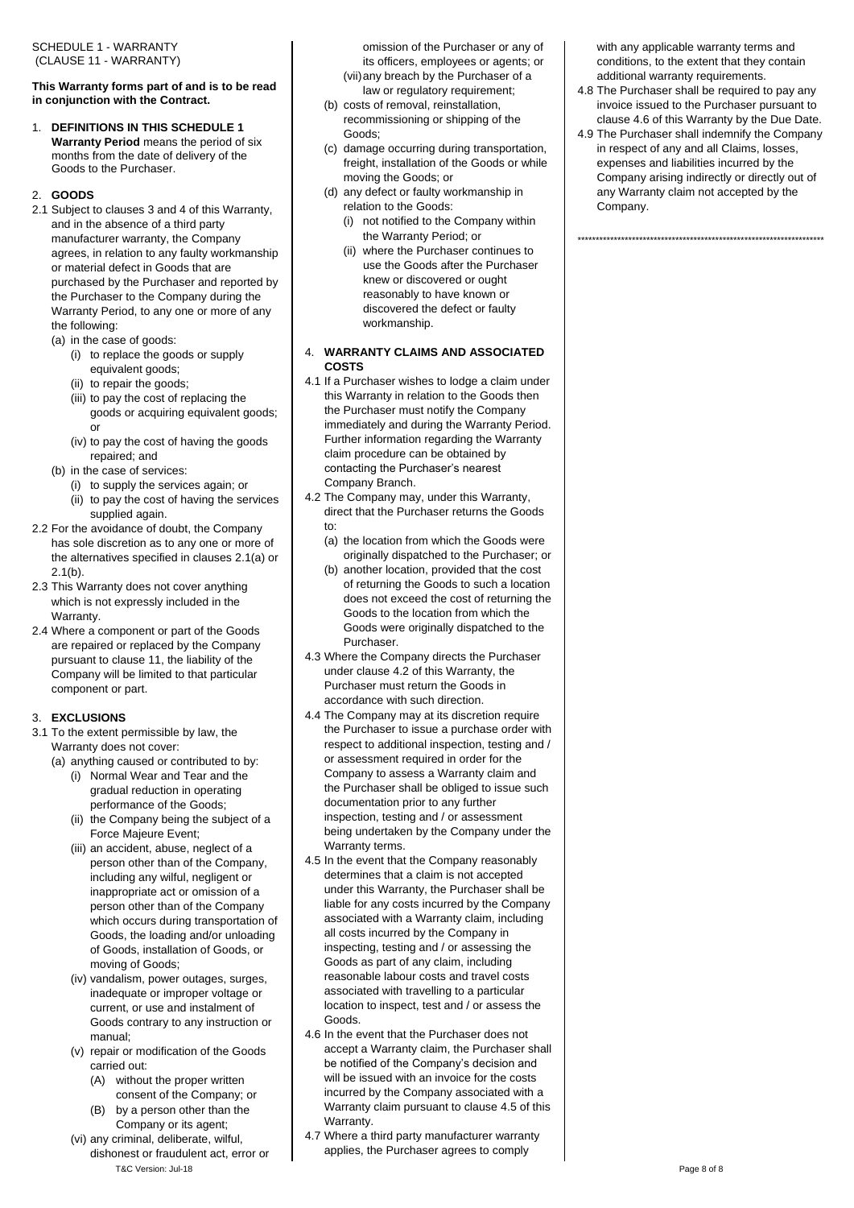SCHEDULE 1 - WARRANTY
(CLAUSE 11 - WARRANTY)

**This Warranty forms part of and is to be read in conjunction with the Contract.**

1. **DEFINITIONS IN THIS SCHEDULE 1**
   **Warranty Period** means the period of six months from the date of delivery of the Goods to the Purchaser.

2. **GOODS**

2.1 Subject to clauses 3 and 4 of this Warranty, and in the absence of a third party manufacturer warranty, the Company agrees, in relation to any faulty workmanship or material defect in Goods that are purchased by the Purchaser and reported by the Purchaser to the Company during the Warranty Period, to any one or more of any the following:
- (a) in the case of goods:
  - (i) to replace the goods or supply equivalent goods;
  - (ii) to repair the goods;
  - (iii) to pay the cost of replacing the goods or acquiring equivalent goods; or
  - (iv) to pay the cost of having the goods repaired; and
- (b) in the case of services:
  - (i) to supply the services again; or
  - (ii) to pay the cost of having the services supplied again.

2.2 For the avoidance of doubt, the Company has sole discretion as to any one or more of the alternatives specified in clauses 2.1(a) or 2.1(b).

2.3 This Warranty does not cover anything which is not expressly included in the Warranty.

2.4 Where a component or part of the Goods are repaired or replaced by the Company pursuant to clause 11, the liability of the Company will be limited to that particular component or part.

3. **EXCLUSIONS**

3.1 To the extent permissible by law, the Warranty does not cover:
- (a) anything caused or contributed to by:
  - (i) Normal Wear and Tear and the gradual reduction in operating performance of the Goods;
  - (ii) the Company being the subject of a Force Majeure Event;
  - (iii) an accident, abuse, neglect of a person other than of the Company, including any wilful, negligent or inappropriate act or omission of a person other than of the Company which occurs during transportation of Goods, the loading and/or unloading of Goods, installation of Goods, or moving of Goods;
  - (iv) vandalism, power outages, surges, inadequate or improper voltage or current, or use and instalment of Goods contrary to any instruction or manual;
  - (v) repair or modification of the Goods carried out:
    - (A) without the proper written consent of the Company; or
    - (B) by a person other than the Company or its agent;
  - (vi) any criminal, deliberate, wilful, dishonest or fraudulent act, error or omission of the Purchaser or any of its officers, employees or agents; or
  - (vii) any breach by the Purchaser of a law or regulatory requirement;
- (b) costs of removal, reinstallation, recommissioning or shipping of the Goods;
- (c) damage occurring during transportation, freight, installation of the Goods or while moving the Goods; or
- (d) any defect or faulty workmanship in relation to the Goods:
  - (i) not notified to the Company within the Warranty Period; or
  - (ii) where the Purchaser continues to use the Goods after the Purchaser knew or discovered or ought reasonably to have known or discovered the defect or faulty workmanship.

4. **WARRANTY CLAIMS AND ASSOCIATED COSTS**

4.1 If a Purchaser wishes to lodge a claim under this Warranty in relation to the Goods then the Purchaser must notify the Company immediately and during the Warranty Period. Further information regarding the Warranty claim procedure can be obtained by contacting the Purchaser's nearest Company Branch.

4.2 The Company may, under this Warranty, direct that the Purchaser returns the Goods to:
- (a) the location from which the Goods were originally dispatched to the Purchaser; or
- (b) another location, provided that the cost of returning the Goods to such a location does not exceed the cost of returning the Goods to the location from which the Goods were originally dispatched to the Purchaser.

4.3 Where the Company directs the Purchaser under clause 4.2 of this Warranty, the Purchaser must return the Goods in accordance with such direction.

4.4 The Company may at its discretion require the Purchaser to issue a purchase order with respect to additional inspection, testing and / or assessment required in order for the Company to assess a Warranty claim and the Purchaser shall be obliged to issue such documentation prior to any further inspection, testing and / or assessment being undertaken by the Company under the Warranty terms.

4.5 In the event that the Company reasonably determines that a claim is not accepted under this Warranty, the Purchaser shall be liable for any costs incurred by the Company associated with a Warranty claim, including all costs incurred by the Company in inspecting, testing and / or assessing the Goods as part of any claim, including reasonable labour costs and travel costs associated with travelling to a particular location to inspect, test and / or assess the Goods.

4.6 In the event that the Purchaser does not accept a Warranty claim, the Purchaser shall be notified of the Company's decision and will be issued with an invoice for the costs incurred by the Company associated with a Warranty claim pursuant to clause 4.5 of this Warranty.

4.7 Where a third party manufacturer warranty applies, the Purchaser agrees to comply with any applicable warranty terms and conditions, to the extent that they contain additional warranty requirements.

4.8 The Purchaser shall be required to pay any invoice issued to the Purchaser pursuant to clause 4.6 of this Warranty by the Due Date.

4.9 The Purchaser shall indemnify the Company in respect of any and all Claims, losses, expenses and liabilities incurred by the Company arising indirectly or directly out of any Warranty claim not accepted by the Company.

********************************************************************

T&C Version: Jul-18